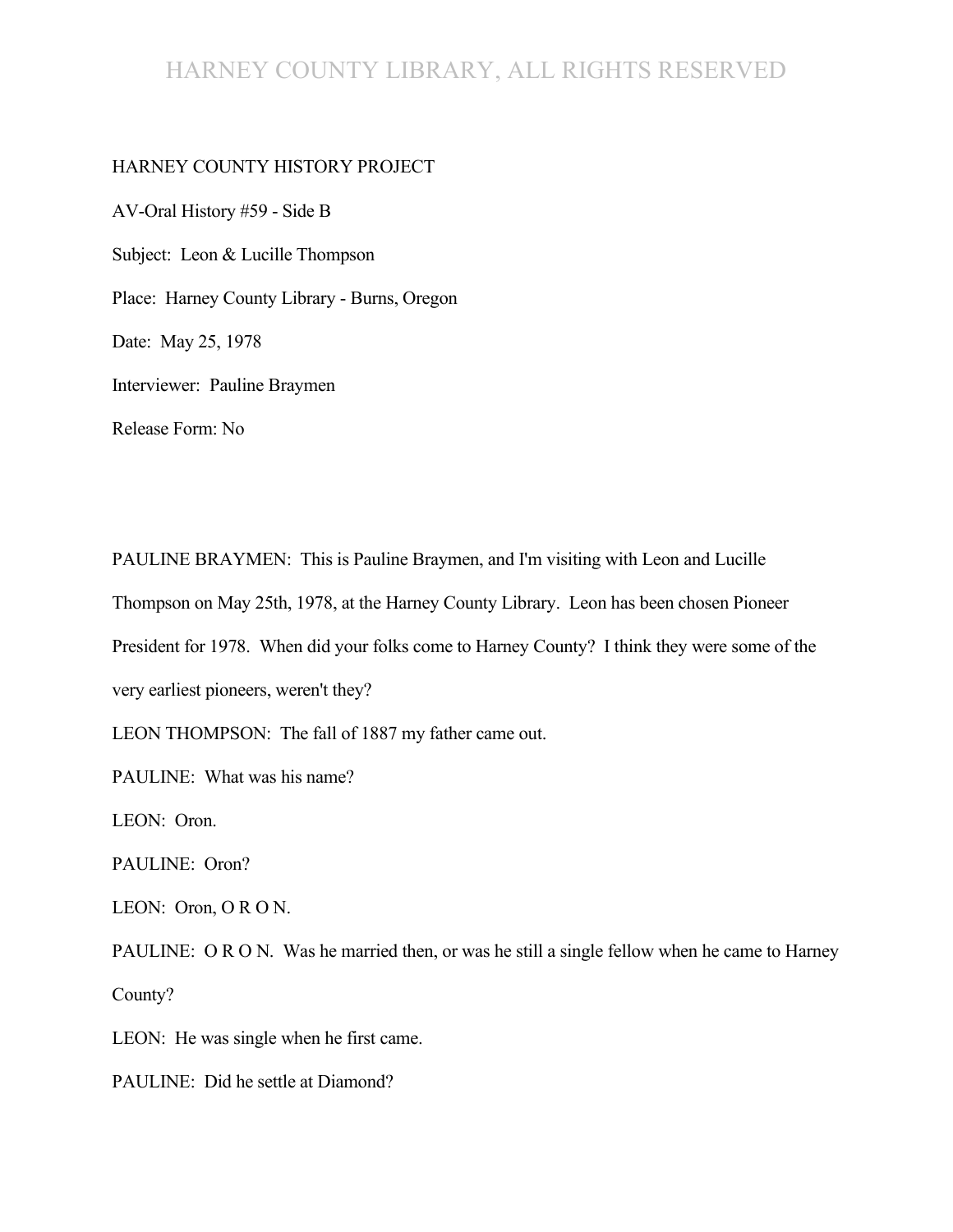HARNEY COUNTY HISTORY PROJECT

AV-Oral History #59 - Side B

Subject: Leon & Lucille Thompson

Place: Harney County Library - Burns, Oregon

Date: May 25, 1978

Interviewer: Pauline Braymen

Release Form: No

PAULINE BRAYMEN: This is Pauline Braymen, and I'm visiting with Leon and Lucille Thompson on May 25th, 1978, at the Harney County Library. Leon has been chosen Pioneer President for 1978. When did your folks come to Harney County? I think they were some of the very earliest pioneers, weren't they?

LEON THOMPSON: The fall of 1887 my father came out.

PAULINE: What was his name?

LEON: Oron.

PAULINE: Oron?

LEON: Oron, O R O N.

PAULINE: O R O N. Was he married then, or was he still a single fellow when he came to Harney County?

LEON: He was single when he first came.

PAULINE: Did he settle at Diamond?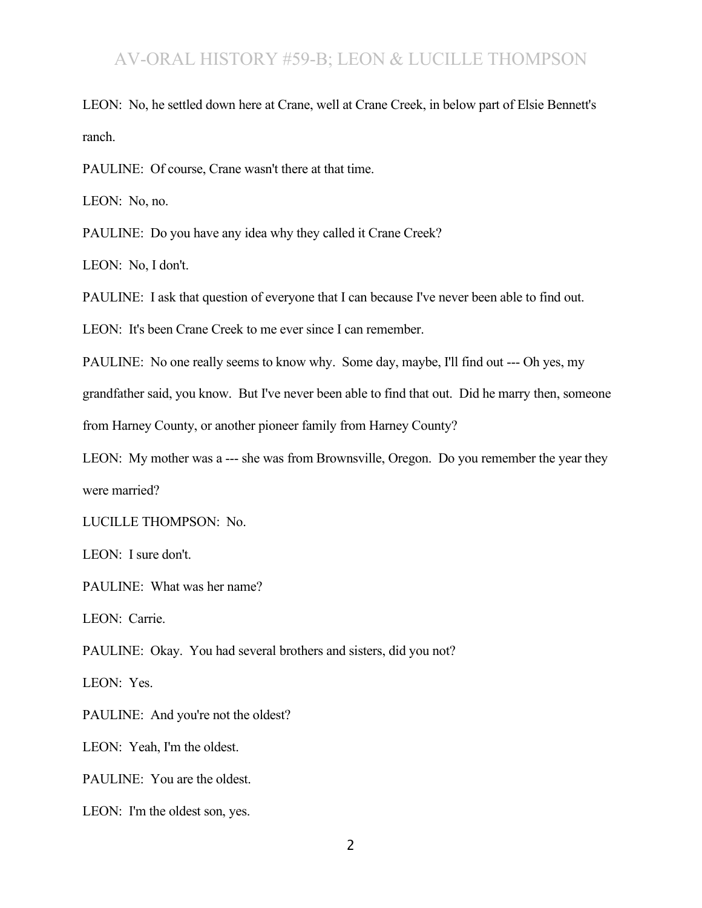LEON: No, he settled down here at Crane, well at Crane Creek, in below part of Elsie Bennett's ranch.

PAULINE: Of course, Crane wasn't there at that time.

LEON: No, no.

PAULINE: Do you have any idea why they called it Crane Creek?

LEON: No, I don't.

PAULINE: I ask that question of everyone that I can because I've never been able to find out.

LEON: It's been Crane Creek to me ever since I can remember.

PAULINE: No one really seems to know why. Some day, maybe, I'll find out --- Oh yes, my grandfather said, you know. But I've never been able to find that out. Did he marry then, someone from Harney County, or another pioneer family from Harney County?

LEON: My mother was a --- she was from Brownsville, Oregon. Do you remember the year they were married?

LUCILLE THOMPSON: No.

LEON: I sure don't.

PAULINE: What was her name?

LEON: Carrie.

PAULINE: Okay. You had several brothers and sisters, did you not?

LEON: Yes.

PAULINE: And you're not the oldest?

LEON: Yeah, I'm the oldest.

PAULINE: You are the oldest.

LEON: I'm the oldest son, yes.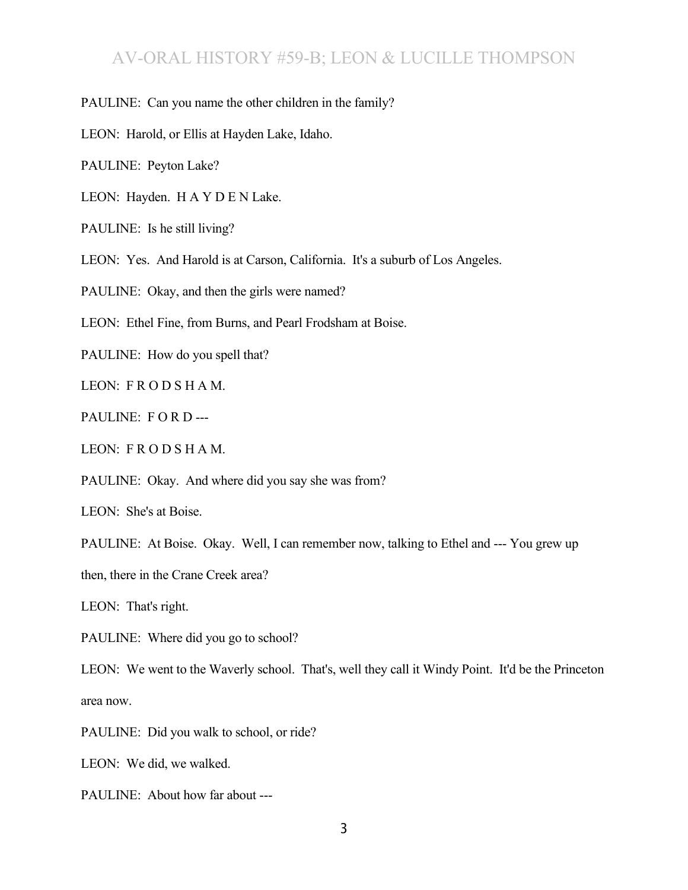PAULINE: Can you name the other children in the family?

LEON: Harold, or Ellis at Hayden Lake, Idaho.

PAULINE: Peyton Lake?

LEON: Hayden. H A Y D E N Lake.

PAULINE: Is he still living?

LEON: Yes. And Harold is at Carson, California. It's a suburb of Los Angeles.

PAULINE: Okay, and then the girls were named?

LEON: Ethel Fine, from Burns, and Pearl Frodsham at Boise.

PAULINE: How do you spell that?

LEON: F R O D S H A M.

PAULINE: F O R D ---

LEON: F R O D S H A M.

PAULINE: Okay. And where did you say she was from?

LEON: She's at Boise.

PAULINE: At Boise. Okay. Well, I can remember now, talking to Ethel and --- You grew up then, there in the Crane Creek area?

LEON: That's right.

PAULINE: Where did you go to school?

LEON: We went to the Waverly school. That's, well they call it Windy Point. It'd be the Princeton area now.

PAULINE: Did you walk to school, or ride?

LEON: We did, we walked.

PAULINE: About how far about ---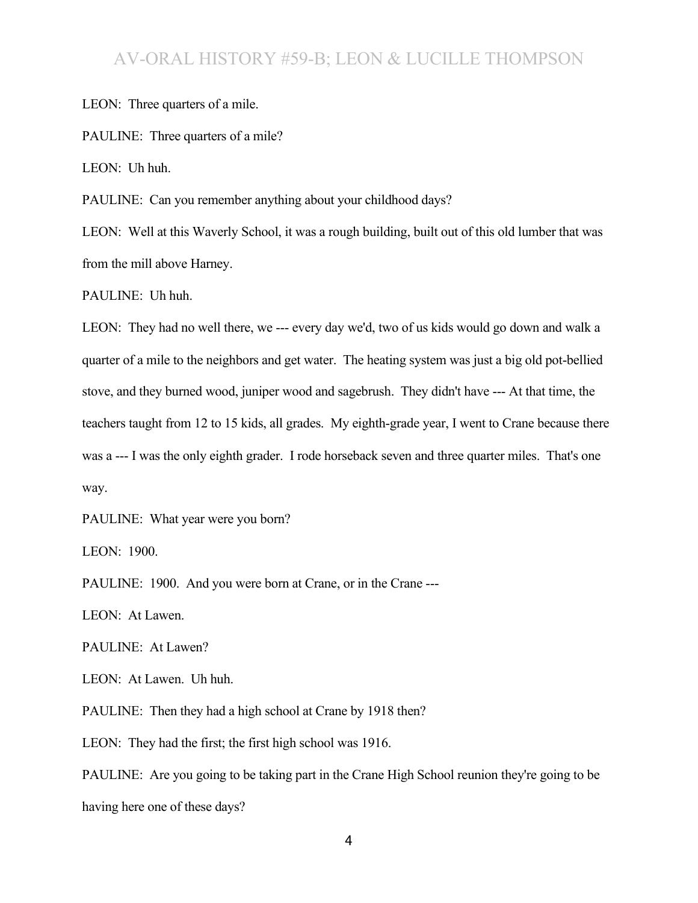LEON: Three quarters of a mile.

PAULINE: Three quarters of a mile?

LEON: Uh huh.

PAULINE: Can you remember anything about your childhood days?

LEON: Well at this Waverly School, it was a rough building, built out of this old lumber that was from the mill above Harney.

PAULINE: Uh huh.

LEON: They had no well there, we --- every day we'd, two of us kids would go down and walk a quarter of a mile to the neighbors and get water. The heating system was just a big old pot-bellied stove, and they burned wood, juniper wood and sagebrush. They didn't have --- At that time, the teachers taught from 12 to 15 kids, all grades. My eighth-grade year, I went to Crane because there was a --- I was the only eighth grader. I rode horseback seven and three quarter miles. That's one way.

PAULINE: What year were you born?

LEON: 1900.

PAULINE: 1900. And you were born at Crane, or in the Crane ---

LEON: At Lawen.

PAULINE: At Lawen?

LEON: At Lawen. Uh huh.

PAULINE: Then they had a high school at Crane by 1918 then?

LEON: They had the first; the first high school was 1916.

PAULINE: Are you going to be taking part in the Crane High School reunion they're going to be having here one of these days?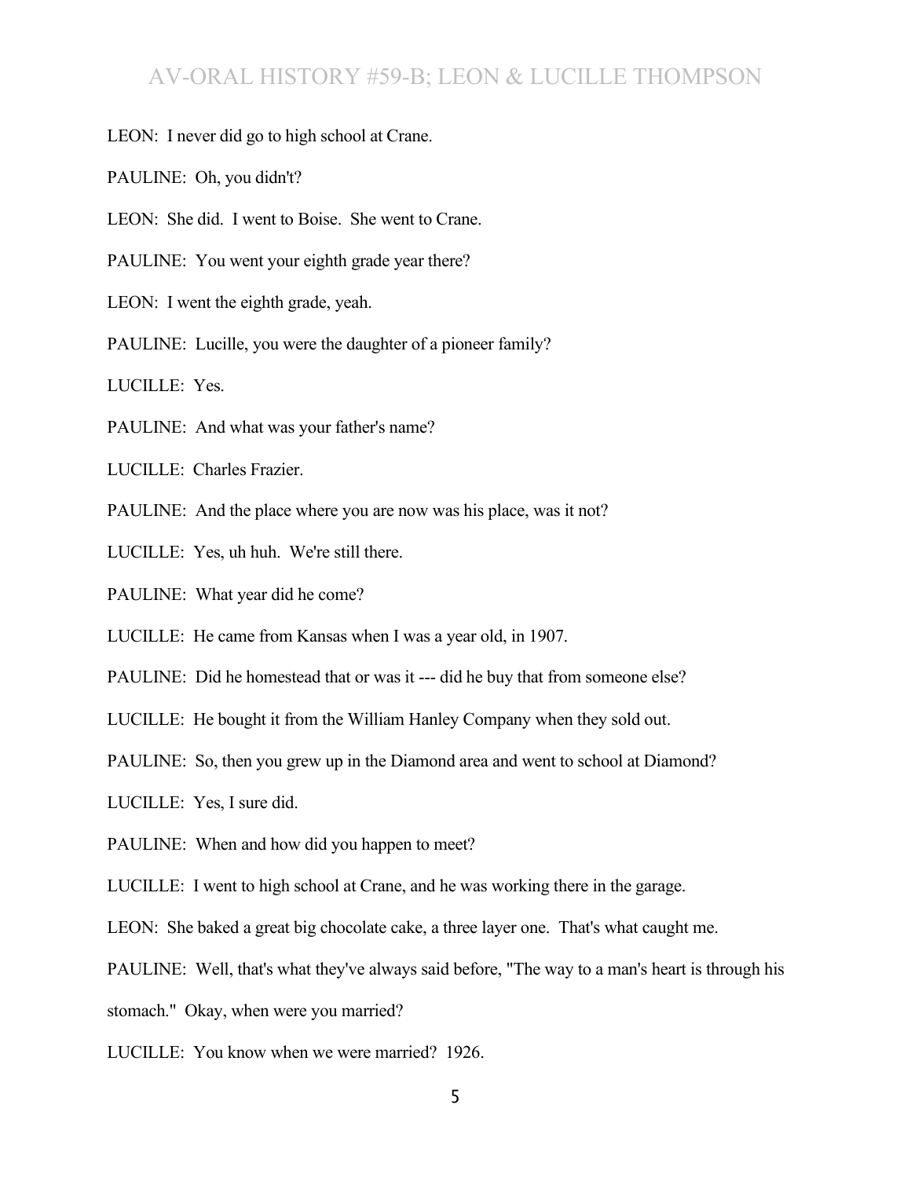LEON: I never did go to high school at Crane.

PAULINE: Oh, you didn't?

LEON: She did. I went to Boise. She went to Crane.

PAULINE: You went your eighth grade year there?

LEON: I went the eighth grade, yeah.

PAULINE: Lucille, you were the daughter of a pioneer family?

LUCILLE: Yes.

PAULINE: And what was your father's name?

LUCILLE: Charles Frazier.

PAULINE: And the place where you are now was his place, was it not?

LUCILLE: Yes, uh huh. We're still there.

PAULINE: What year did he come?

LUCILLE: He came from Kansas when I was a year old, in 1907.

PAULINE: Did he homestead that or was it --- did he buy that from someone else?

LUCILLE: He bought it from the William Hanley Company when they sold out.

PAULINE: So, then you grew up in the Diamond area and went to school at Diamond?

LUCILLE: Yes, I sure did.

PAULINE: When and how did you happen to meet?

LUCILLE: I went to high school at Crane, and he was working there in the garage.

LEON: She baked a great big chocolate cake, a three layer one. That's what caught me.

PAULINE: Well, that's what they've always said before, "The way to a man's heart is through his stomach." Okay, when were you married?

LUCILLE: You know when we were married? 1926.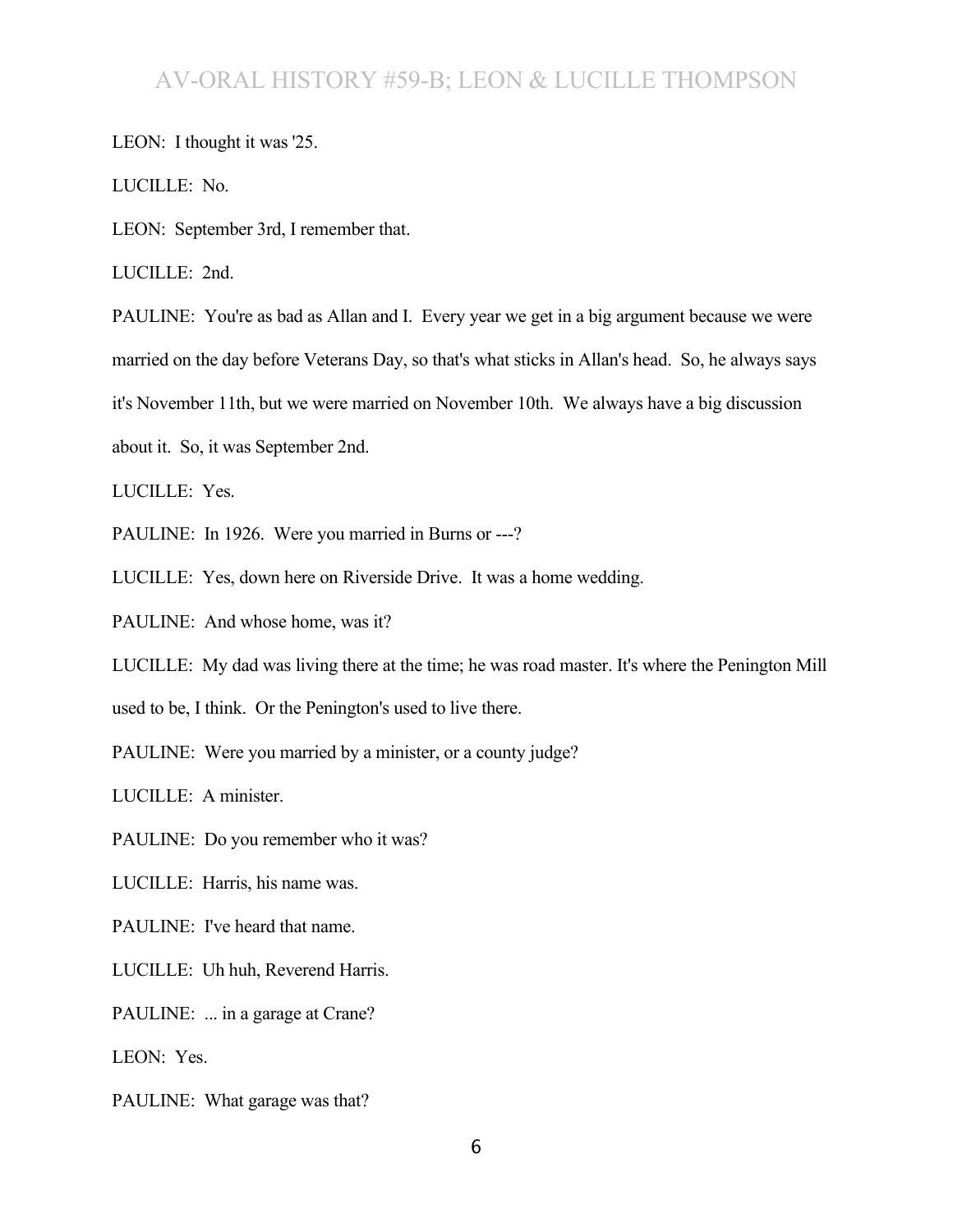LEON: I thought it was '25.

LUCILLE: No.

LEON: September 3rd, I remember that.

LUCILLE: 2nd.

PAULINE: You're as bad as Allan and I. Every year we get in a big argument because we were married on the day before Veterans Day, so that's what sticks in Allan's head. So, he always says it's November 11th, but we were married on November 10th. We always have a big discussion about it. So, it was September 2nd.

LUCILLE: Yes.

PAULINE: In 1926. Were you married in Burns or ---?

LUCILLE: Yes, down here on Riverside Drive. It was a home wedding.

PAULINE: And whose home, was it?

LUCILLE: My dad was living there at the time; he was road master. It's where the Penington Mill used to be, I think. Or the Penington's used to live there.

PAULINE: Were you married by a minister, or a county judge?

LUCILLE: A minister.

PAULINE: Do you remember who it was?

LUCILLE: Harris, his name was.

PAULINE: I've heard that name.

LUCILLE: Uh huh, Reverend Harris.

PAULINE: ... in a garage at Crane?

LEON: Yes.

PAULINE: What garage was that?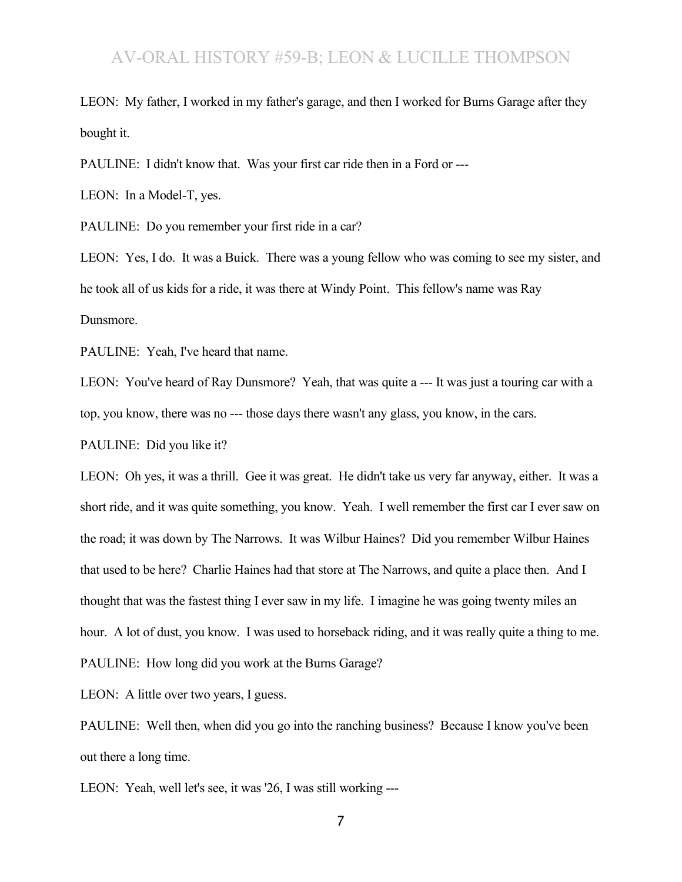LEON: My father, I worked in my father's garage, and then I worked for Burns Garage after they bought it.

PAULINE: I didn't know that. Was your first car ride then in a Ford or ---

LEON: In a Model-T, yes.

PAULINE: Do you remember your first ride in a car?

LEON: Yes, I do. It was a Buick. There was a young fellow who was coming to see my sister, and he took all of us kids for a ride, it was there at Windy Point. This fellow's name was Ray Dunsmore.

PAULINE: Yeah, I've heard that name.

LEON: You've heard of Ray Dunsmore? Yeah, that was quite a --- It was just a touring car with a top, you know, there was no --- those days there wasn't any glass, you know, in the cars.

PAULINE: Did you like it?

LEON: Oh yes, it was a thrill. Gee it was great. He didn't take us very far anyway, either. It was a short ride, and it was quite something, you know. Yeah. I well remember the first car I ever saw on the road; it was down by The Narrows. It was Wilbur Haines? Did you remember Wilbur Haines that used to be here? Charlie Haines had that store at The Narrows, and quite a place then. And I thought that was the fastest thing I ever saw in my life. I imagine he was going twenty miles an hour. A lot of dust, you know. I was used to horseback riding, and it was really quite a thing to me.

PAULINE: How long did you work at the Burns Garage?

LEON: A little over two years, I guess.

PAULINE: Well then, when did you go into the ranching business? Because I know you've been out there a long time.

LEON: Yeah, well let's see, it was '26, I was still working ---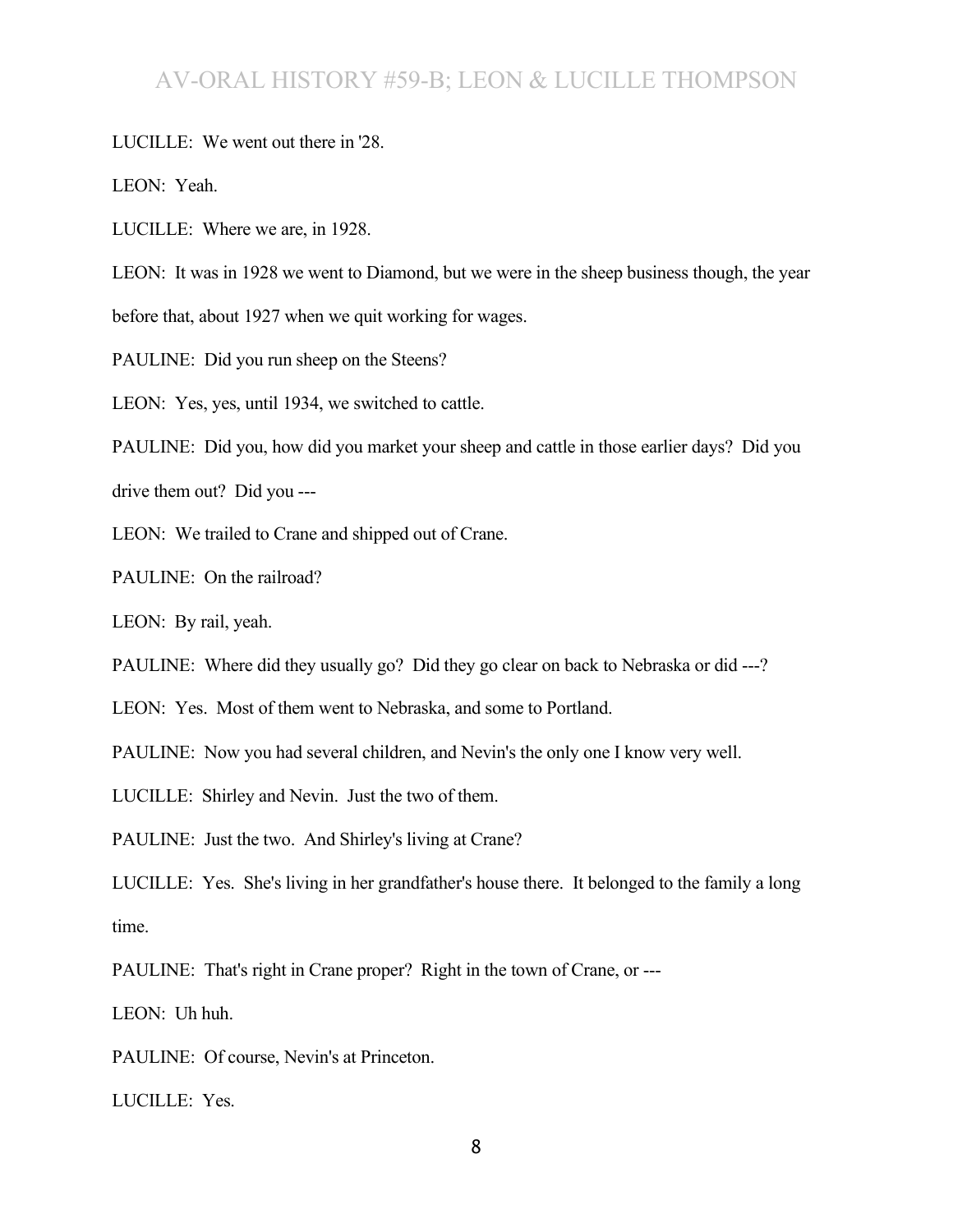LUCILLE: We went out there in '28.

LEON: Yeah.

LUCILLE: Where we are, in 1928.

LEON: It was in 1928 we went to Diamond, but we were in the sheep business though, the year before that, about 1927 when we quit working for wages.

PAULINE: Did you run sheep on the Steens?

LEON: Yes, yes, until 1934, we switched to cattle.

PAULINE: Did you, how did you market your sheep and cattle in those earlier days? Did you drive them out? Did you ---

LEON: We trailed to Crane and shipped out of Crane.

PAULINE: On the railroad?

LEON: By rail, yeah.

PAULINE: Where did they usually go? Did they go clear on back to Nebraska or did ---?

LEON: Yes. Most of them went to Nebraska, and some to Portland.

PAULINE: Now you had several children, and Nevin's the only one I know very well.

LUCILLE: Shirley and Nevin. Just the two of them.

PAULINE: Just the two. And Shirley's living at Crane?

LUCILLE: Yes. She's living in her grandfather's house there. It belonged to the family a long time.

PAULINE: That's right in Crane proper? Right in the town of Crane, or ---

LEON: Uh huh.

PAULINE: Of course, Nevin's at Princeton.

LUCILLE: Yes.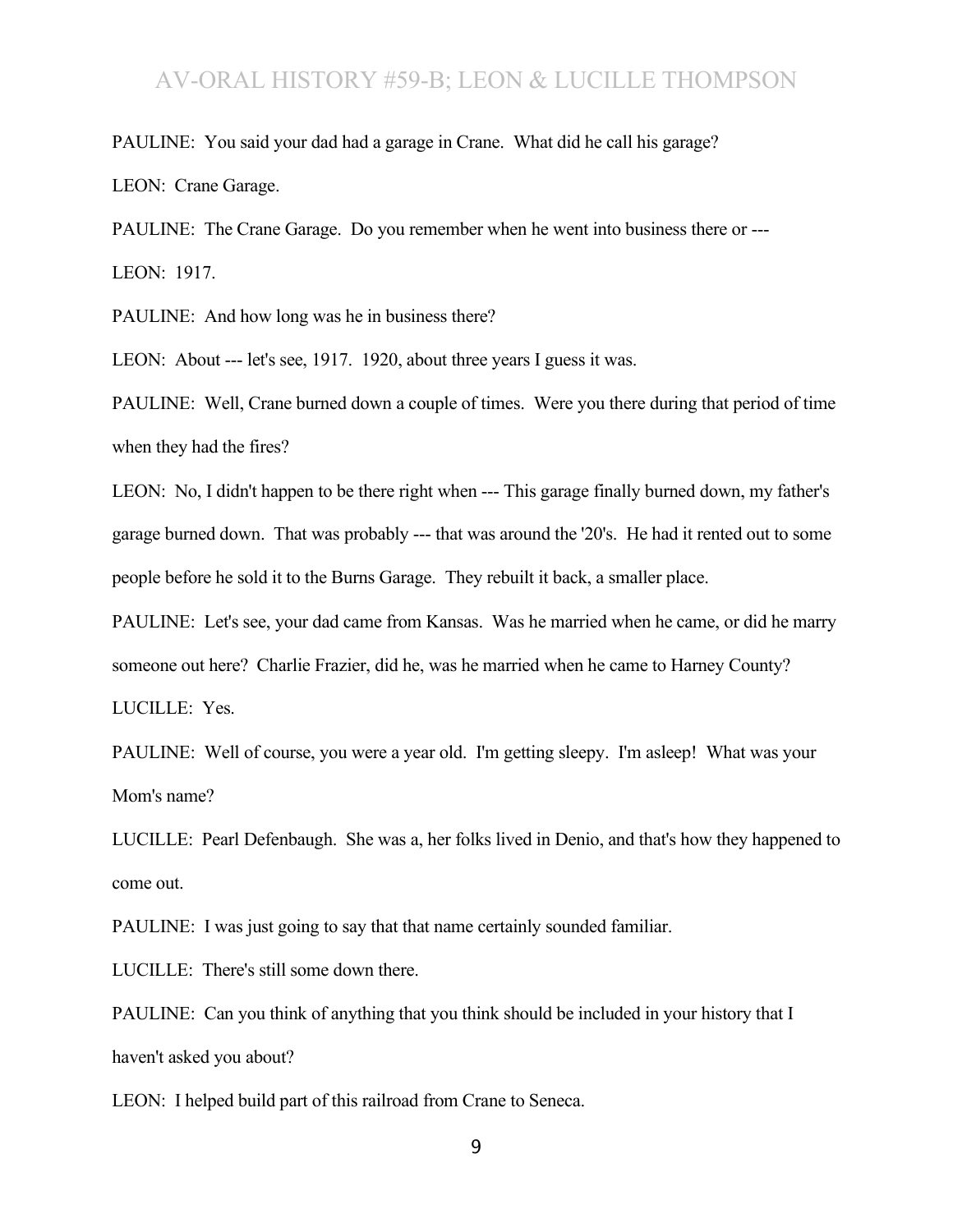PAULINE: You said your dad had a garage in Crane. What did he call his garage?

LEON: Crane Garage.

PAULINE: The Crane Garage. Do you remember when he went into business there or ---

LEON: 1917.

PAULINE: And how long was he in business there?

LEON: About --- let's see, 1917. 1920, about three years I guess it was.

PAULINE: Well, Crane burned down a couple of times. Were you there during that period of time when they had the fires?

LEON: No, I didn't happen to be there right when --- This garage finally burned down, my father's garage burned down. That was probably --- that was around the '20's. He had it rented out to some people before he sold it to the Burns Garage. They rebuilt it back, a smaller place.

PAULINE: Let's see, your dad came from Kansas. Was he married when he came, or did he marry someone out here? Charlie Frazier, did he, was he married when he came to Harney County?

LUCILLE: Yes.

PAULINE: Well of course, you were a year old. I'm getting sleepy. I'm asleep! What was your Mom's name?

LUCILLE: Pearl Defenbaugh. She was a, her folks lived in Denio, and that's how they happened to come out.

PAULINE: I was just going to say that that name certainly sounded familiar.

LUCILLE: There's still some down there.

PAULINE: Can you think of anything that you think should be included in your history that I haven't asked you about?

LEON: I helped build part of this railroad from Crane to Seneca.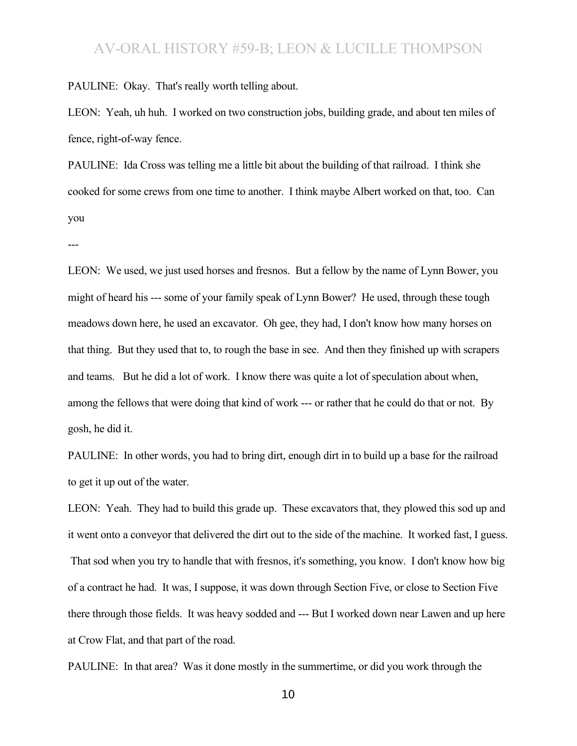PAULINE: Okay. That's really worth telling about.

LEON: Yeah, uh huh. I worked on two construction jobs, building grade, and about ten miles of fence, right-of-way fence.

PAULINE: Ida Cross was telling me a little bit about the building of that railroad. I think she cooked for some crews from one time to another. I think maybe Albert worked on that, too. Can you

---

LEON: We used, we just used horses and fresnos. But a fellow by the name of Lynn Bower, you might of heard his --- some of your family speak of Lynn Bower? He used, through these tough meadows down here, he used an excavator. Oh gee, they had, I don't know how many horses on that thing. But they used that to, to rough the base in see. And then they finished up with scrapers and teams. But he did a lot of work. I know there was quite a lot of speculation about when, among the fellows that were doing that kind of work --- or rather that he could do that or not. By gosh, he did it.

PAULINE: In other words, you had to bring dirt, enough dirt in to build up a base for the railroad to get it up out of the water.

LEON: Yeah. They had to build this grade up. These excavators that, they plowed this sod up and it went onto a conveyor that delivered the dirt out to the side of the machine. It worked fast, I guess. That sod when you try to handle that with fresnos, it's something, you know. I don't know how big of a contract he had. It was, I suppose, it was down through Section Five, or close to Section Five there through those fields. It was heavy sodded and --- But I worked down near Lawen and up here at Crow Flat, and that part of the road.

PAULINE: In that area? Was it done mostly in the summertime, or did you work through the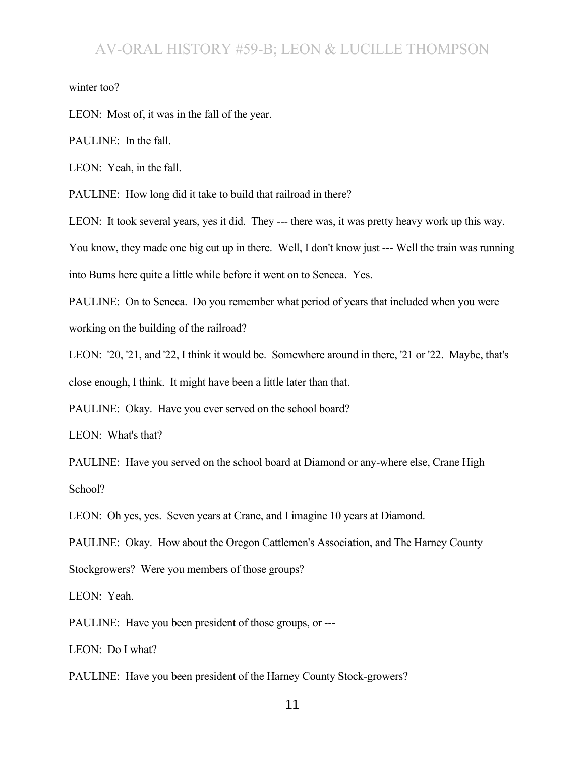winter too?

LEON: Most of, it was in the fall of the year.

PAULINE: In the fall.

LEON: Yeah, in the fall.

PAULINE: How long did it take to build that railroad in there?

LEON: It took several years, yes it did. They --- there was, it was pretty heavy work up this way. You know, they made one big cut up in there. Well, I don't know just --- Well the train was running into Burns here quite a little while before it went on to Seneca. Yes.

PAULINE: On to Seneca. Do you remember what period of years that included when you were working on the building of the railroad?

LEON: '20, '21, and '22, I think it would be. Somewhere around in there, '21 or '22. Maybe, that's close enough, I think. It might have been a little later than that.

PAULINE: Okay. Have you ever served on the school board?

LEON: What's that?

PAULINE: Have you served on the school board at Diamond or any-where else, Crane High School?

LEON: Oh yes, yes. Seven years at Crane, and I imagine 10 years at Diamond.

PAULINE: Okay. How about the Oregon Cattlemen's Association, and The Harney County Stockgrowers? Were you members of those groups?

LEON: Yeah.

PAULINE: Have you been president of those groups, or ---

LEON: Do I what?

PAULINE: Have you been president of the Harney County Stock-growers?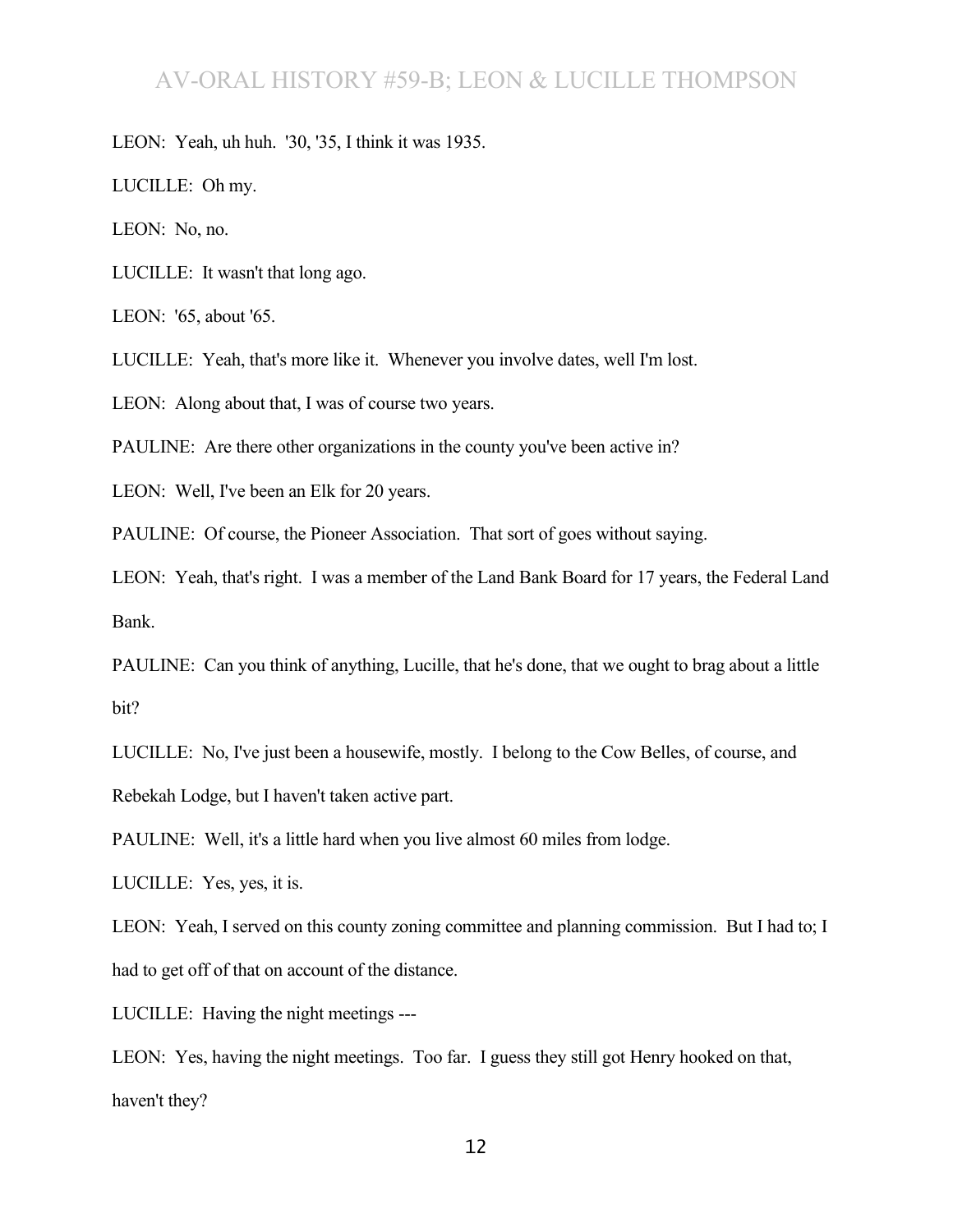LEON: Yeah, uh huh. '30, '35, I think it was 1935.

LUCILLE: Oh my.

LEON: No, no.

LUCILLE: It wasn't that long ago.

LEON: '65, about '65.

LUCILLE: Yeah, that's more like it. Whenever you involve dates, well I'm lost.

LEON: Along about that, I was of course two years.

PAULINE: Are there other organizations in the county you've been active in?

LEON: Well, I've been an Elk for 20 years.

PAULINE: Of course, the Pioneer Association. That sort of goes without saying.

LEON: Yeah, that's right. I was a member of the Land Bank Board for 17 years, the Federal Land Bank.

PAULINE: Can you think of anything, Lucille, that he's done, that we ought to brag about a little bit?

LUCILLE: No, I've just been a housewife, mostly. I belong to the Cow Belles, of course, and Rebekah Lodge, but I haven't taken active part.

PAULINE: Well, it's a little hard when you live almost 60 miles from lodge.

LUCILLE: Yes, yes, it is.

LEON: Yeah, I served on this county zoning committee and planning commission. But I had to; I had to get off of that on account of the distance.

LUCILLE: Having the night meetings ---

LEON: Yes, having the night meetings. Too far. I guess they still got Henry hooked on that, haven't they?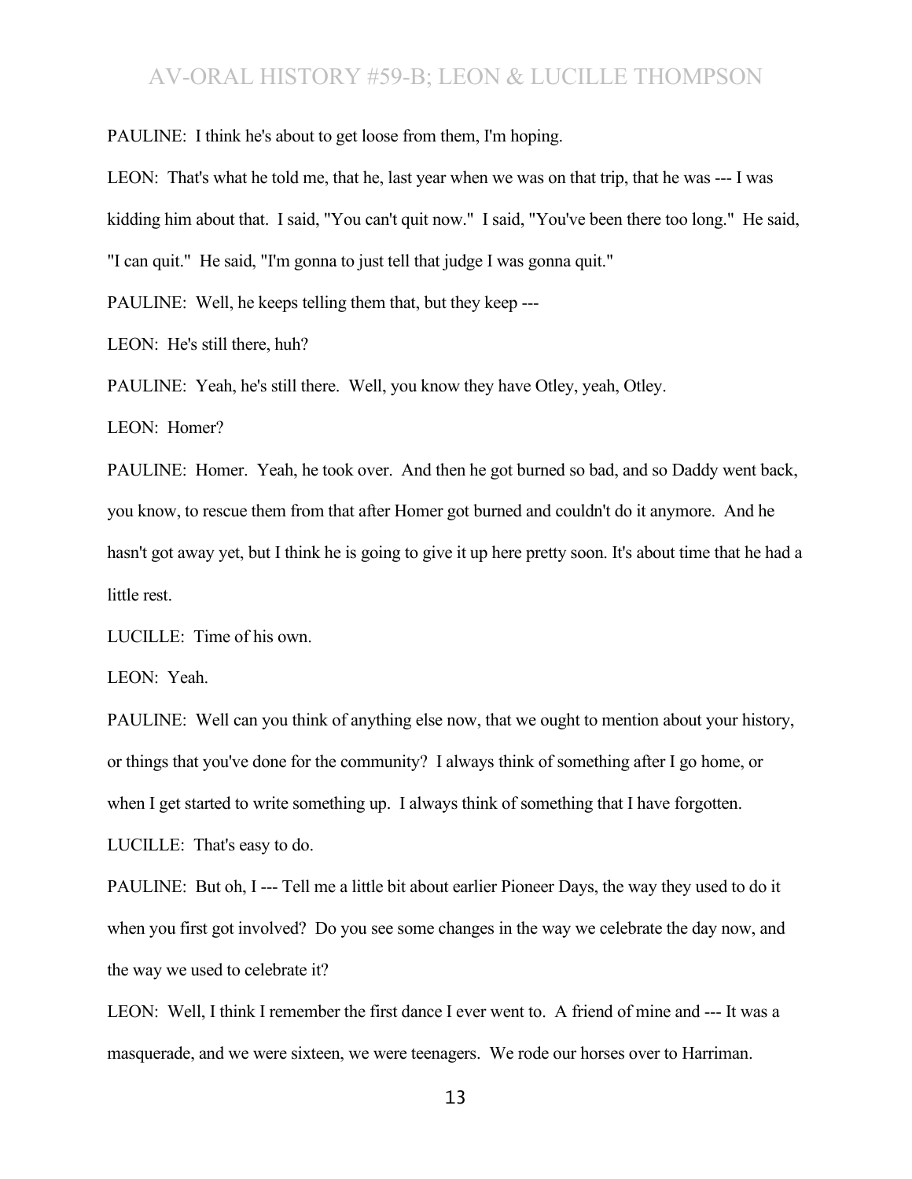PAULINE: I think he's about to get loose from them, I'm hoping.

LEON: That's what he told me, that he, last year when we was on that trip, that he was --- I was kidding him about that. I said, "You can't quit now." I said, "You've been there too long." He said, "I can quit." He said, "I'm gonna to just tell that judge I was gonna quit."

PAULINE: Well, he keeps telling them that, but they keep ---

LEON: He's still there, huh?

PAULINE: Yeah, he's still there. Well, you know they have Otley, yeah, Otley.

LEON: Homer?

PAULINE: Homer. Yeah, he took over. And then he got burned so bad, and so Daddy went back, you know, to rescue them from that after Homer got burned and couldn't do it anymore. And he hasn't got away yet, but I think he is going to give it up here pretty soon. It's about time that he had a little rest.

LUCILLE: Time of his own.

LEON: Yeah.

PAULINE: Well can you think of anything else now, that we ought to mention about your history, or things that you've done for the community? I always think of something after I go home, or when I get started to write something up. I always think of something that I have forgotten.

LUCILLE: That's easy to do.

PAULINE: But oh, I --- Tell me a little bit about earlier Pioneer Days, the way they used to do it when you first got involved? Do you see some changes in the way we celebrate the day now, and the way we used to celebrate it?

LEON: Well, I think I remember the first dance I ever went to. A friend of mine and --- It was a masquerade, and we were sixteen, we were teenagers. We rode our horses over to Harriman.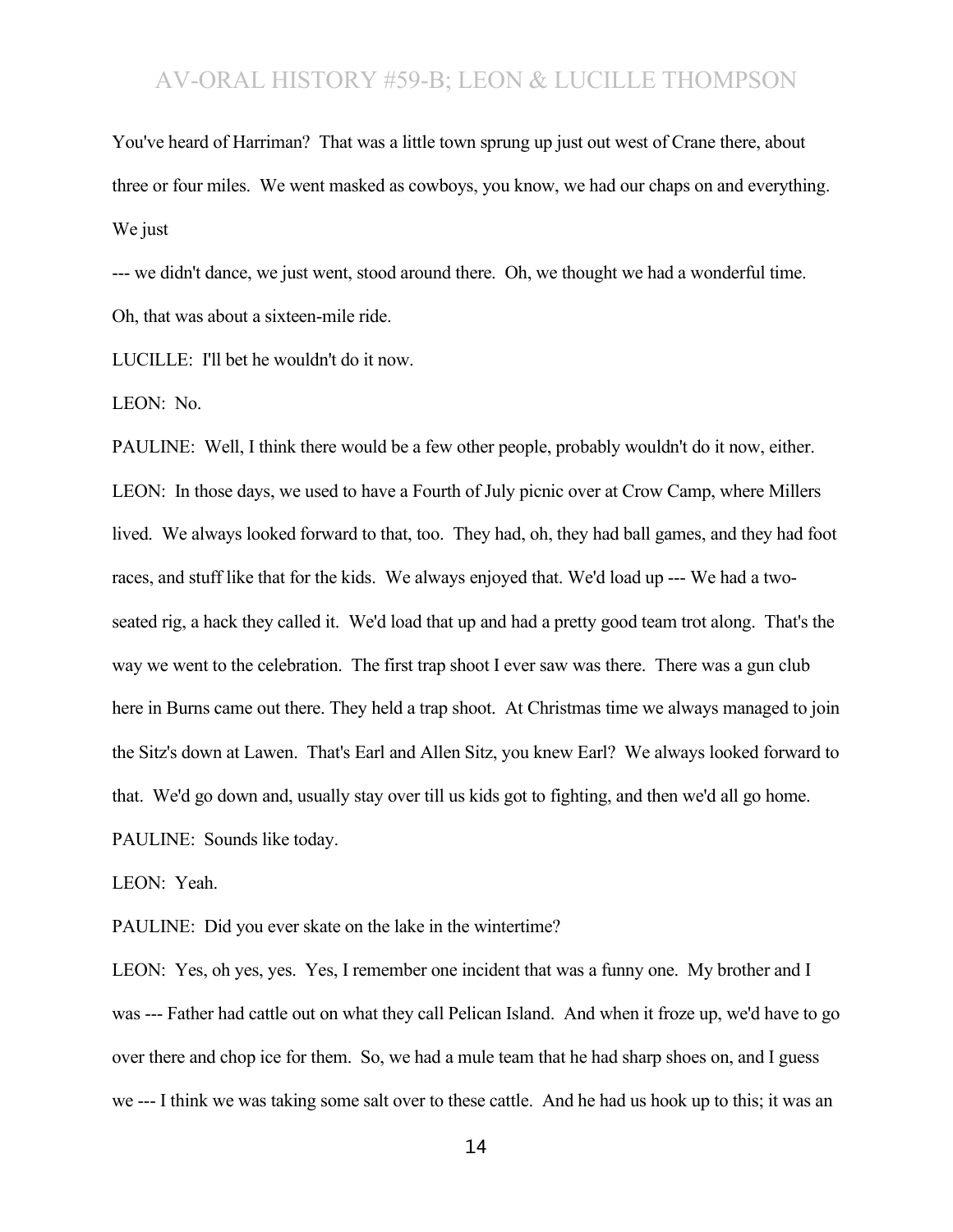You've heard of Harriman? That was a little town sprung up just out west of Crane there, about three or four miles. We went masked as cowboys, you know, we had our chaps on and everything. We just

--- we didn't dance, we just went, stood around there. Oh, we thought we had a wonderful time. Oh, that was about a sixteen-mile ride.

LUCILLE: I'll bet he wouldn't do it now.

LEON: No.

PAULINE: Well, I think there would be a few other people, probably wouldn't do it now, either.

LEON: In those days, we used to have a Fourth of July picnic over at Crow Camp, where Millers lived. We always looked forward to that, too. They had, oh, they had ball games, and they had foot races, and stuff like that for the kids. We always enjoyed that. We'd load up --- We had a two-seated rig, a hack they called it. We'd load that up and had a pretty good team trot along. That's the way we went to the celebration. The first trap shoot I ever saw was there. There was a gun club here in Burns came out there. They held a trap shoot. At Christmas time we always managed to join the Sitz's down at Lawen. That's Earl and Allen Sitz, you knew Earl? We always looked forward to that. We'd go down and, usually stay over till us kids got to fighting, and then we'd all go home.

PAULINE: Sounds like today.

LEON: Yeah.

PAULINE: Did you ever skate on the lake in the wintertime?

LEON: Yes, oh yes, yes. Yes, I remember one incident that was a funny one. My brother and I was --- Father had cattle out on what they call Pelican Island. And when it froze up, we'd have to go over there and chop ice for them. So, we had a mule team that he had sharp shoes on, and I guess we --- I think we was taking some salt over to these cattle. And he had us hook up to this; it was an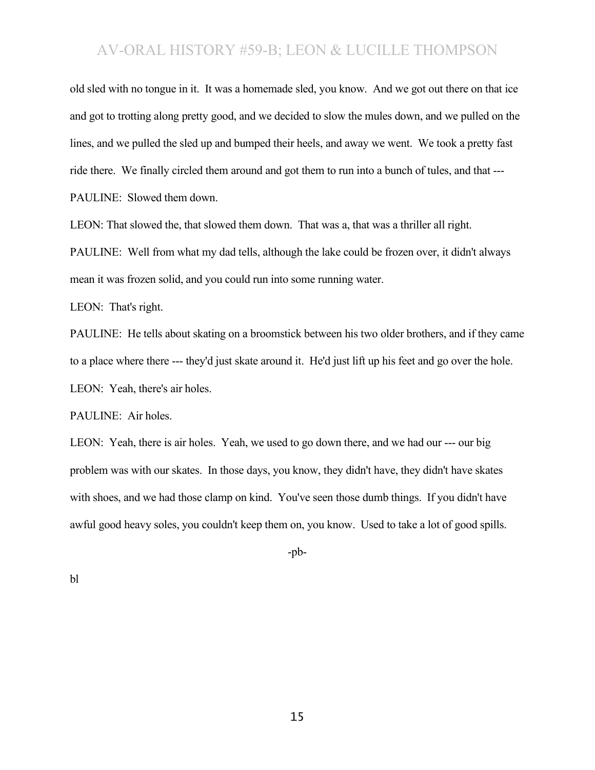old sled with no tongue in it. It was a homemade sled, you know. And we got out there on that ice and got to trotting along pretty good, and we decided to slow the mules down, and we pulled on the lines, and we pulled the sled up and bumped their heels, and away we went. We took a pretty fast ride there. We finally circled them around and got them to run into a bunch of tules, and that ---

PAULINE: Slowed them down.

LEON: That slowed the, that slowed them down. That was a, that was a thriller all right.

PAULINE: Well from what my dad tells, although the lake could be frozen over, it didn't always mean it was frozen solid, and you could run into some running water.

LEON: That's right.

PAULINE: He tells about skating on a broomstick between his two older brothers, and if they came to a place where there --- they'd just skate around it. He'd just lift up his feet and go over the hole.

LEON: Yeah, there's air holes.

PAULINE: Air holes.

LEON: Yeah, there is air holes. Yeah, we used to go down there, and we had our --- our big problem was with our skates. In those days, you know, they didn't have, they didn't have skates with shoes, and we had those clamp on kind. You've seen those dumb things. If you didn't have awful good heavy soles, you couldn't keep them on, you know. Used to take a lot of good spills.

-pb-

bl